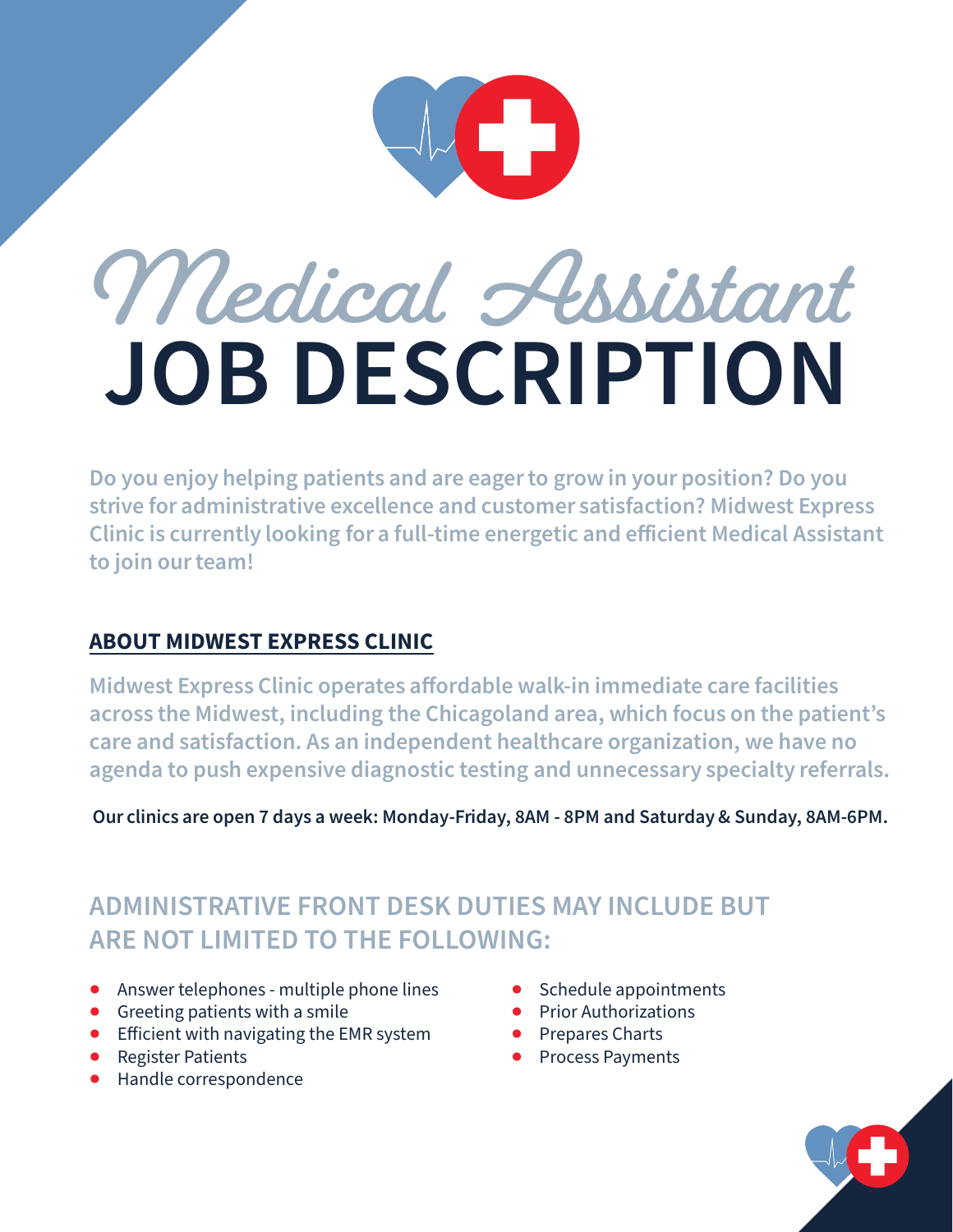# Medical Assistant JOB DESCRIPTION

**Do you enjoy helping patients and are eager to grow in your position? Do you strive for administrative excellence and customer satisfaction? Midwest Express Clinic is currently looking for a full-time energetic and efficient Medical Assistant to join our team!**

## ABOUT MIDWEST EXPRESS CLINIC

**Midwest Express Clinic operates affordable walk-in immediate care facilities across the Midwest, including the Chicagoland area, which focus on the patient's care and satisfaction. As an independent healthcare organization, we have no agenda to push expensive diagnostic testing and unnecessary specialty referrals.**

**Our clinics are open 7 days a week: Monday-Friday, 8AM - 8PM and Saturday & Sunday, 8AM-6PM.**

## ADMINISTRATIVE FRONT DESK DUTIES MAY INCLUDE BUT ARE NOT LIMITED TO THE FOLLOWING:

- Answer telephones - multiple phone lines
- Greeting patients with a smile
- Efficient with navigating the EMR system
- Register Patients
- Handle correspondence
- Schedule appointments
- Prior Authorizations
- Prepares Charts
- Process Payments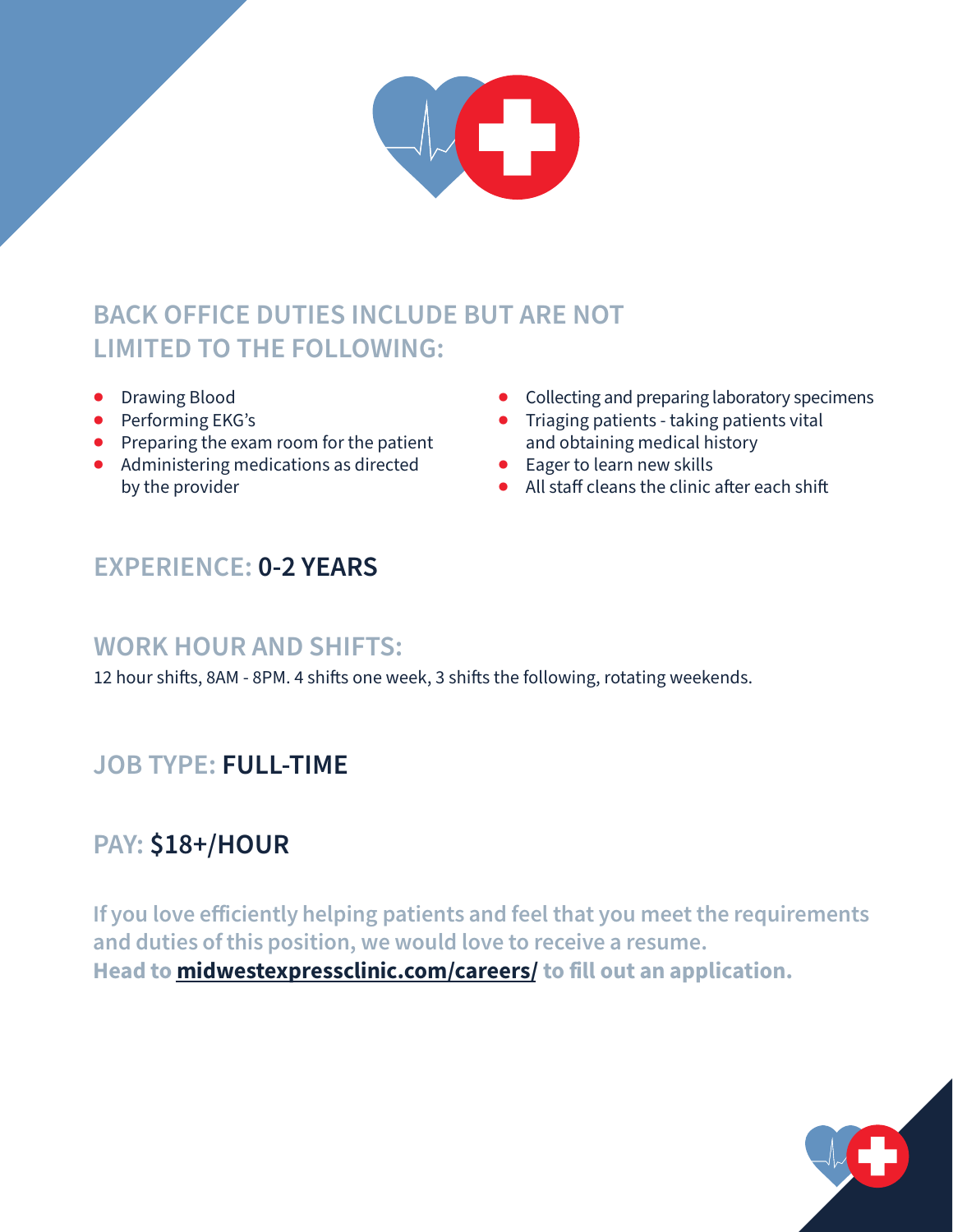## BACK OFFICE DUTIES INCLUDE BUT ARE NOT LIMITED TO THE FOLLOWING:

- Drawing Blood
- Performing EKG's
- Preparing the exam room for the patient
- Administering medications as directed by the provider
- Collecting and preparing laboratory specimens
- Triaging patients - taking patients vital and obtaining medical history
- Eager to learn new skills
- All staff cleans the clinic after each shift

## EXPERIENCE: 0-2 YEARS

## WORK HOUR AND SHIFTS:

12 hour shifts, 8AM - 8PM. 4 shifts one week, 3 shifts the following, rotating weekends.

## JOB TYPE: FULL-TIME

## PAY: $18+/HOUR

**If you love efficiently helping patients and feel that you meet the requirements and duties of this position, we would love to receive a resume.**
**Head to midwestexpressclinic.com/careers/ to fill out an application.**